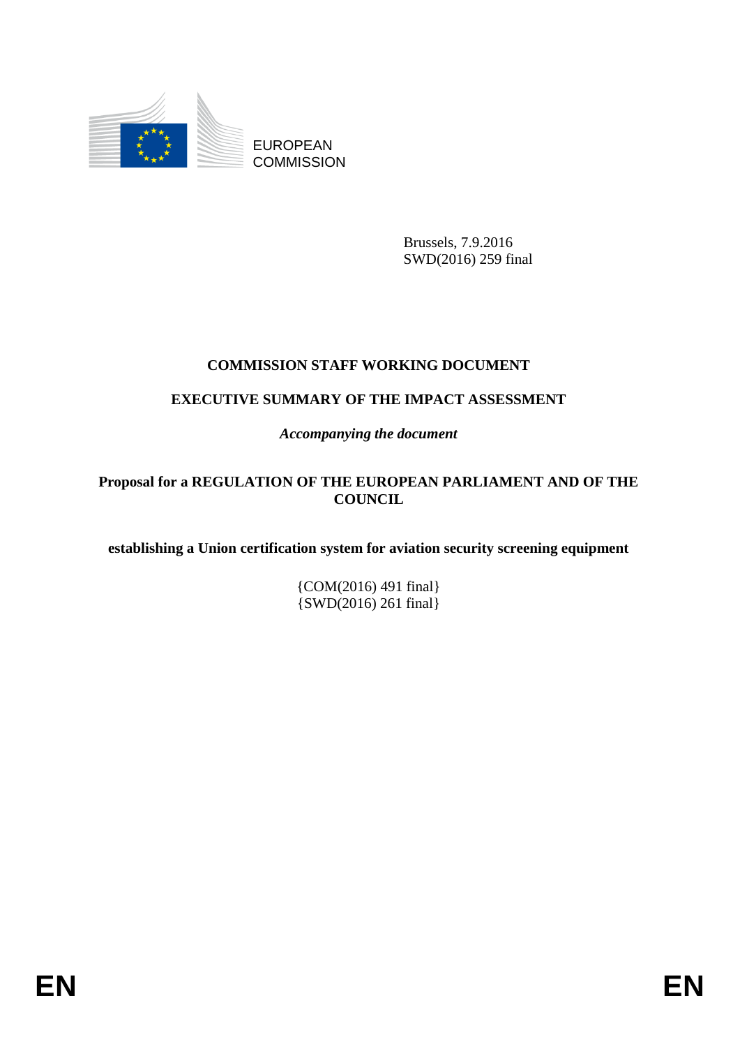EUROPEAN COMMISSION

Brussels, 7.9.2016
SWD(2016) 259 final

# COMMISSION STAFF WORKING DOCUMENT

## EXECUTIVE SUMMARY OF THE IMPACT ASSESSMENT

*Accompanying the document*

**Proposal for a REGULATION OF THE EUROPEAN PARLIAMENT AND OF THE COUNCIL**

**establishing a Union certification system for aviation security screening equipment**

{COM(2016) 491 final}
{SWD(2016) 261 final}

EN EN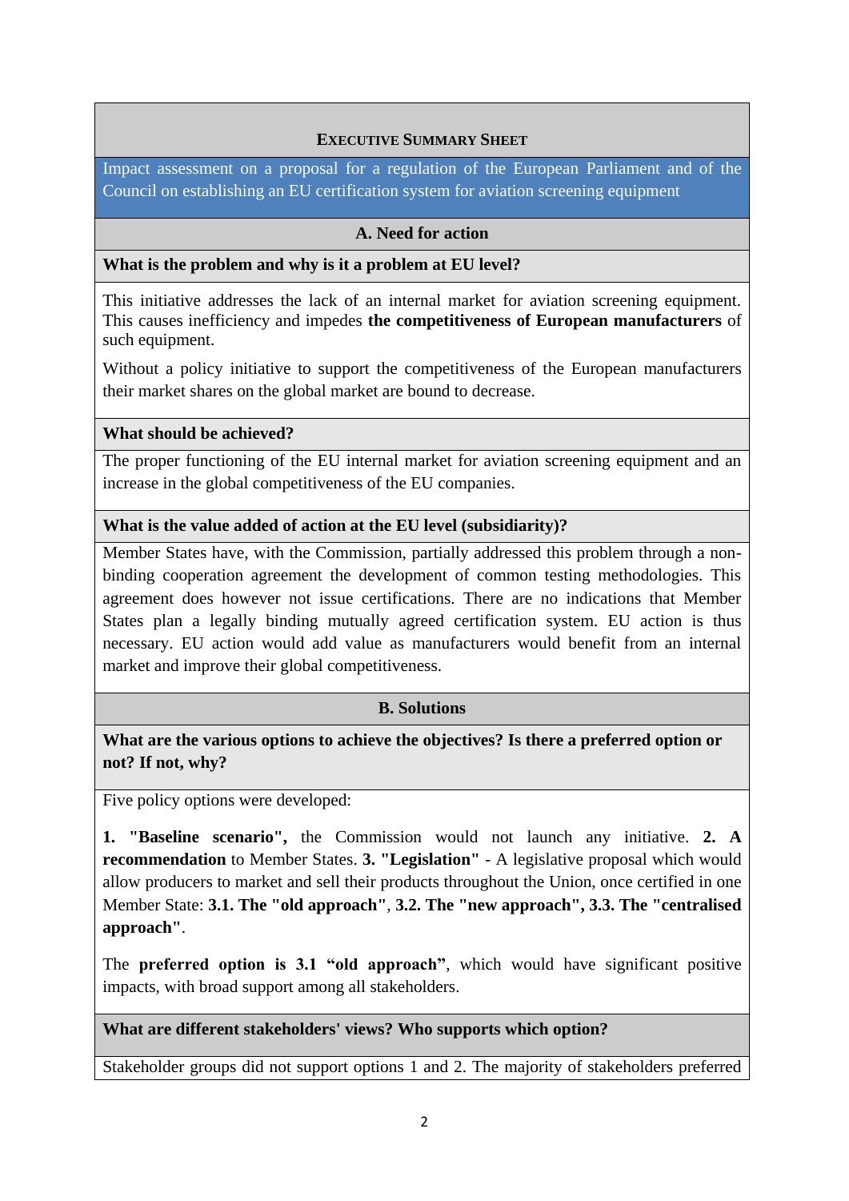## EXECUTIVE SUMMARY SHEET

Impact assessment on a proposal for a regulation of the European Parliament and of the Council on establishing an EU certification system for aviation screening equipment

### A. Need for action

**What is the problem and why is it a problem at EU level?**

This initiative addresses the lack of an internal market for aviation screening equipment. This causes inefficiency and impedes **the competitiveness of European manufacturers** of such equipment.

Without a policy initiative to support the competitiveness of the European manufacturers their market shares on the global market are bound to decrease.

**What should be achieved?**

The proper functioning of the EU internal market for aviation screening equipment and an increase in the global competitiveness of the EU companies.

**What is the value added of action at the EU level (subsidiarity)?**

Member States have, with the Commission, partially addressed this problem through a non-binding cooperation agreement the development of common testing methodologies. This agreement does however not issue certifications. There are no indications that Member States plan a legally binding mutually agreed certification system. EU action is thus necessary. EU action would add value as manufacturers would benefit from an internal market and improve their global competitiveness.

### B. Solutions

**What are the various options to achieve the objectives? Is there a preferred option or not? If not, why?**

Five policy options were developed:

**1. "Baseline scenario",** the Commission would not launch any initiative. **2. A recommendation** to Member States. **3. "Legislation"** - A legislative proposal which would allow producers to market and sell their products throughout the Union, once certified in one Member State: **3.1. The "old approach"**, **3.2. The "new approach", 3.3. The "centralised approach"**.

The **preferred option is 3.1 "old approach"**, which would have significant positive impacts, with broad support among all stakeholders.

**What are different stakeholders' views? Who supports which option?**

Stakeholder groups did not support options 1 and 2. The majority of stakeholders preferred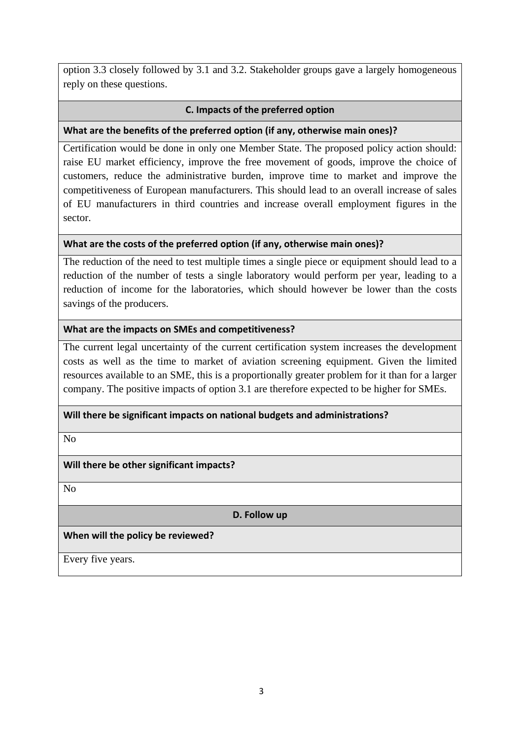option 3.3 closely followed by 3.1 and 3.2. Stakeholder groups gave a largely homogeneous reply on these questions.

## C. Impacts of the preferred option

**What are the benefits of the preferred option (if any, otherwise main ones)?**

Certification would be done in only one Member State. The proposed policy action should: raise EU market efficiency, improve the free movement of goods, improve the choice of customers, reduce the administrative burden, improve time to market and improve the competitiveness of European manufacturers. This should lead to an overall increase of sales of EU manufacturers in third countries and increase overall employment figures in the sector.

**What are the costs of the preferred option (if any, otherwise main ones)?**

The reduction of the need to test multiple times a single piece or equipment should lead to a reduction of the number of tests a single laboratory would perform per year, leading to a reduction of income for the laboratories, which should however be lower than the costs savings of the producers.

**What are the impacts on SMEs and competitiveness?**

The current legal uncertainty of the current certification system increases the development costs as well as the time to market of aviation screening equipment. Given the limited resources available to an SME, this is a proportionally greater problem for it than for a larger company. The positive impacts of option 3.1 are therefore expected to be higher for SMEs.

**Will there be significant impacts on national budgets and administrations?**

No

**Will there be other significant impacts?**

No

## D. Follow up

**When will the policy be reviewed?**

Every five years.